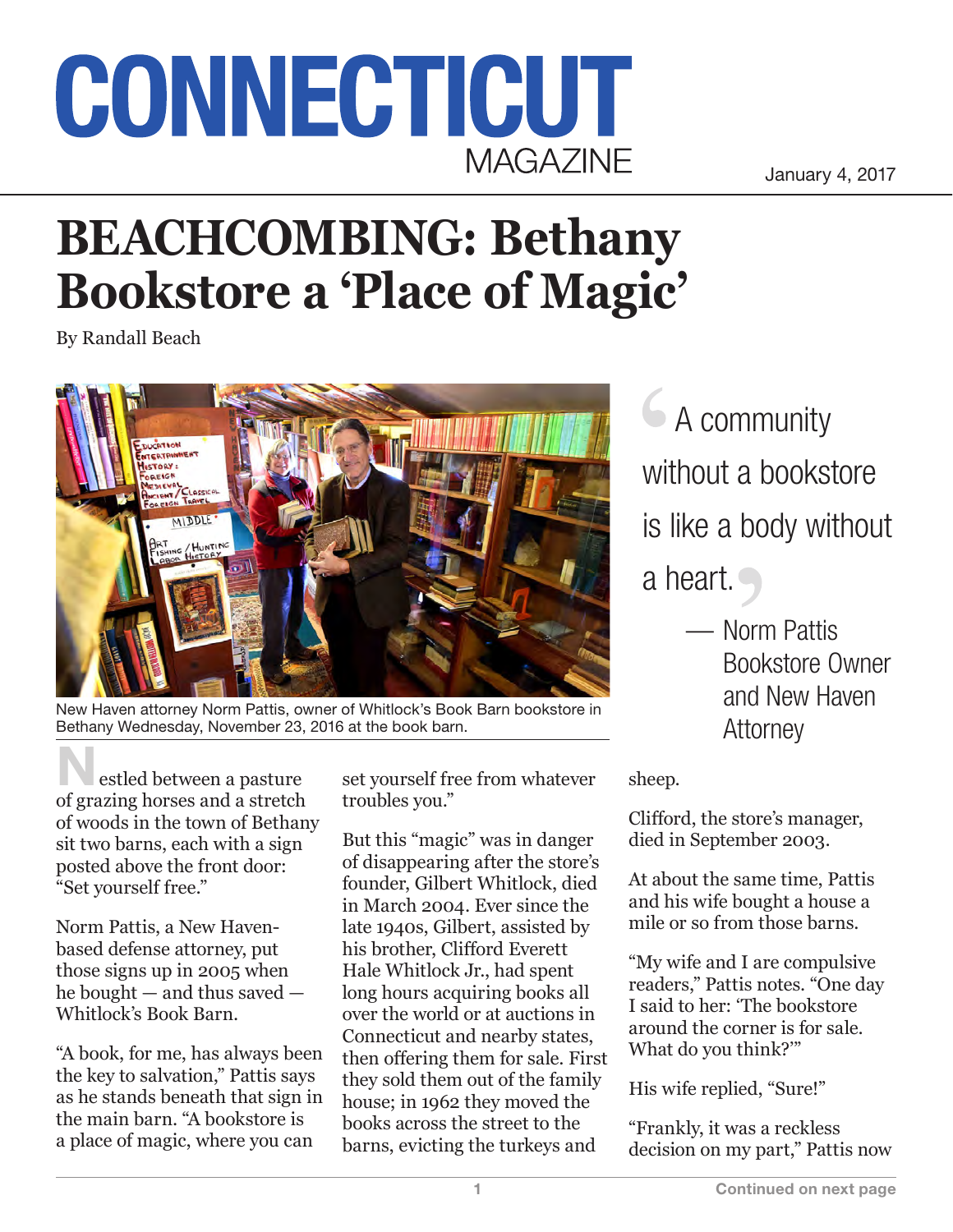# CONNECTICUT MAGAZINE

January 4, 2017

# BEACHCOMBING: Bethany Bookstore a 'Place of Magic'

By Randall Beach

New Haven attorney Norm Pattis, owner of Whitlock's Book Barn bookstore in Bethany Wednesday, November 23, 2016 at the book barn.

> A community without a bookstore is like a body without a heart.
>
> — Norm Pattis
> Bookstore Owner and New Haven Attorney

Nestled between a pasture of grazing horses and a stretch of woods in the town of Bethany sit two barns, each with a sign posted above the front door: "Set yourself free."

Norm Pattis, a New Haven-based defense attorney, put those signs up in 2005 when he bought — and thus saved — Whitlock's Book Barn.

"A book, for me, has always been the key to salvation," Pattis says as he stands beneath that sign in the main barn. "A bookstore is a place of magic, where you can set yourself free from whatever troubles you."

But this "magic" was in danger of disappearing after the store's founder, Gilbert Whitlock, died in March 2004. Ever since the late 1940s, Gilbert, assisted by his brother, Clifford Everett Hale Whitlock Jr., had spent long hours acquiring books all over the world or at auctions in Connecticut and nearby states, then offering them for sale. First they sold them out of the family house; in 1962 they moved the books across the street to the barns, evicting the turkeys and sheep.

Clifford, the store's manager, died in September 2003.

At about the same time, Pattis and his wife bought a house a mile or so from those barns.

"My wife and I are compulsive readers," Pattis notes. "One day I said to her: 'The bookstore around the corner is for sale. What do you think?'"

His wife replied, "Sure!"

"Frankly, it was a reckless decision on my part," Pattis now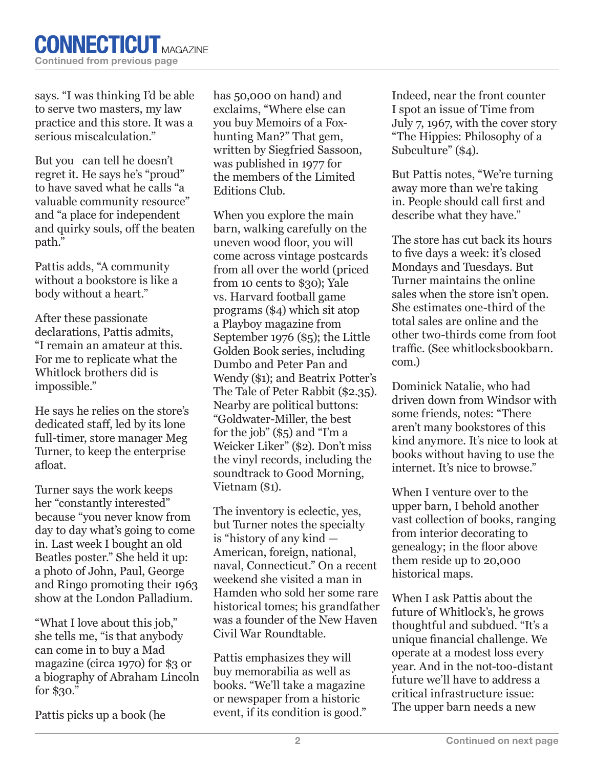says. "I was thinking I'd be able to serve two masters, my law practice and this store. It was a serious miscalculation."

But you can tell he doesn't regret it. He says he's "proud" to have saved what he calls "a valuable community resource" and "a place for independent and quirky souls, off the beaten path."

Pattis adds, "A community without a bookstore is like a body without a heart."

After these passionate declarations, Pattis admits, "I remain an amateur at this. For me to replicate what the Whitlock brothers did is impossible."

He says he relies on the store's dedicated staff, led by its lone full-timer, store manager Meg Turner, to keep the enterprise afloat.

Turner says the work keeps her "constantly interested" because "you never know from day to day what's going to come in. Last week I bought an old Beatles poster." She held it up: a photo of John, Paul, George and Ringo promoting their 1963 show at the London Palladium.

"What I love about this job," she tells me, "is that anybody can come in to buy a Mad magazine (circa 1970) for $3 or a biography of Abraham Lincoln for $30."

Pattis picks up a book (he has 50,000 on hand) and exclaims, "Where else can you buy Memoirs of a Fox-hunting Man?" That gem, written by Siegfried Sassoon, was published in 1977 for the members of the Limited Editions Club.

When you explore the main barn, walking carefully on the uneven wood floor, you will come across vintage postcards from all over the world (priced from 10 cents to $30); Yale vs. Harvard football game programs ($4) which sit atop a Playboy magazine from September 1976 ($5); the Little Golden Book series, including Dumbo and Peter Pan and Wendy ($1); and Beatrix Potter's The Tale of Peter Rabbit ($2.35). Nearby are political buttons: "Goldwater-Miller, the best for the job" ($5) and "I'm a Weicker Liker" ($2). Don't miss the vinyl records, including the soundtrack to Good Morning, Vietnam ($1).

The inventory is eclectic, yes, but Turner notes the specialty is "history of any kind — American, foreign, national, naval, Connecticut." On a recent weekend she visited a man in Hamden who sold her some rare historical tomes; his grandfather was a founder of the New Haven Civil War Roundtable.

Pattis emphasizes they will buy memorabilia as well as books. "We'll take a magazine or newspaper from a historic event, if its condition is good."

Indeed, near the front counter I spot an issue of Time from July 7, 1967, with the cover story "The Hippies: Philosophy of a Subculture" ($4).

But Pattis notes, "We're turning away more than we're taking in. People should call first and describe what they have."

The store has cut back its hours to five days a week: it's closed Mondays and Tuesdays. But Turner maintains the online sales when the store isn't open. She estimates one-third of the total sales are online and the other two-thirds come from foot traffic. (See whitlocksbookbarn.com.)

Dominick Natalie, who had driven down from Windsor with some friends, notes: "There aren't many bookstores of this kind anymore. It's nice to look at books without having to use the internet. It's nice to browse."

When I venture over to the upper barn, I behold another vast collection of books, ranging from interior decorating to genealogy; in the floor above them reside up to 20,000 historical maps.

When I ask Pattis about the future of Whitlock's, he grows thoughtful and subdued. "It's a unique financial challenge. We operate at a modest loss every year. And in the not-too-distant future we'll have to address a critical infrastructure issue: The upper barn needs a new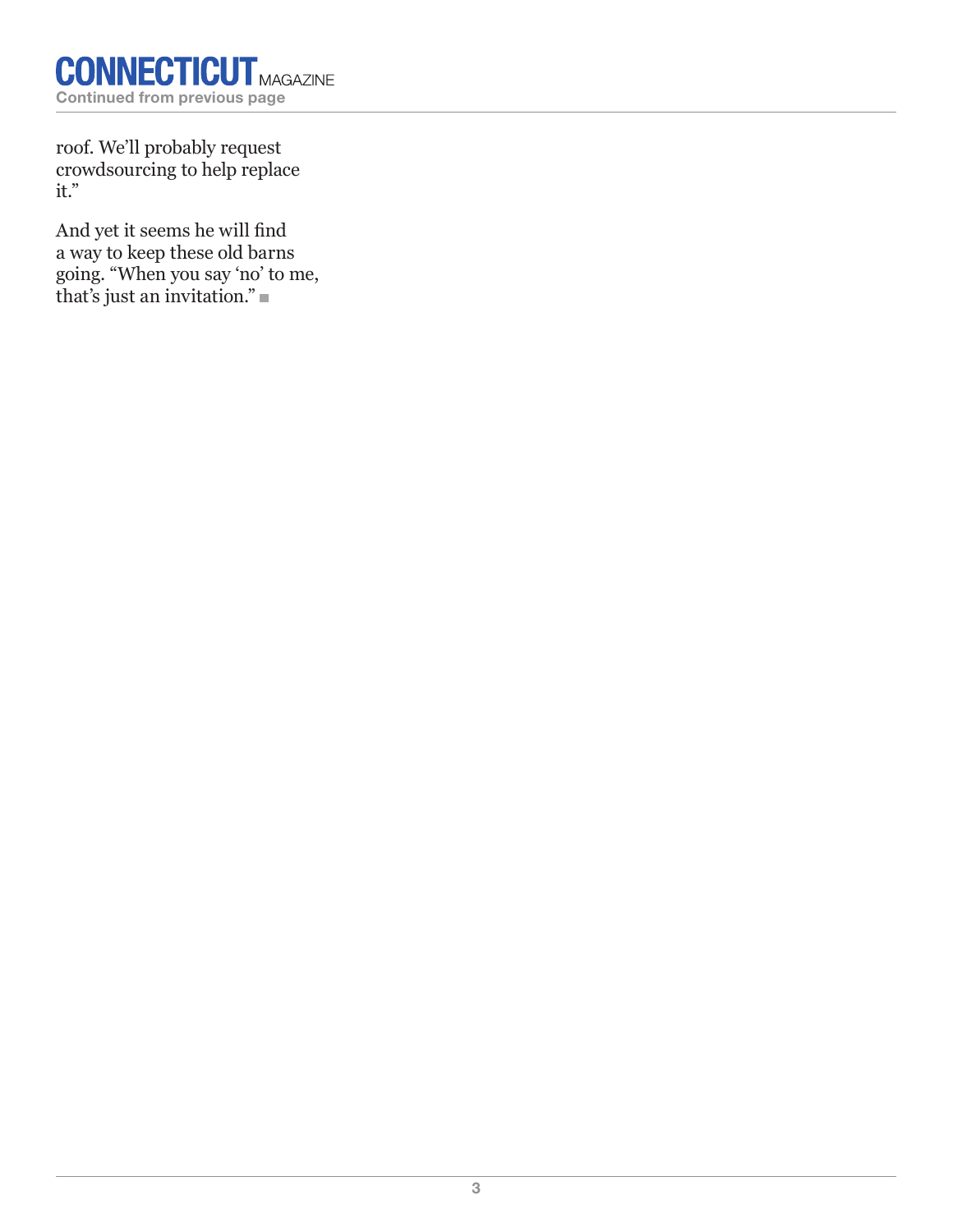roof. We'll probably request crowdsourcing to help replace it."

And yet it seems he will find a way to keep these old barns going. "When you say 'no' to me, that's just an invitation." ■